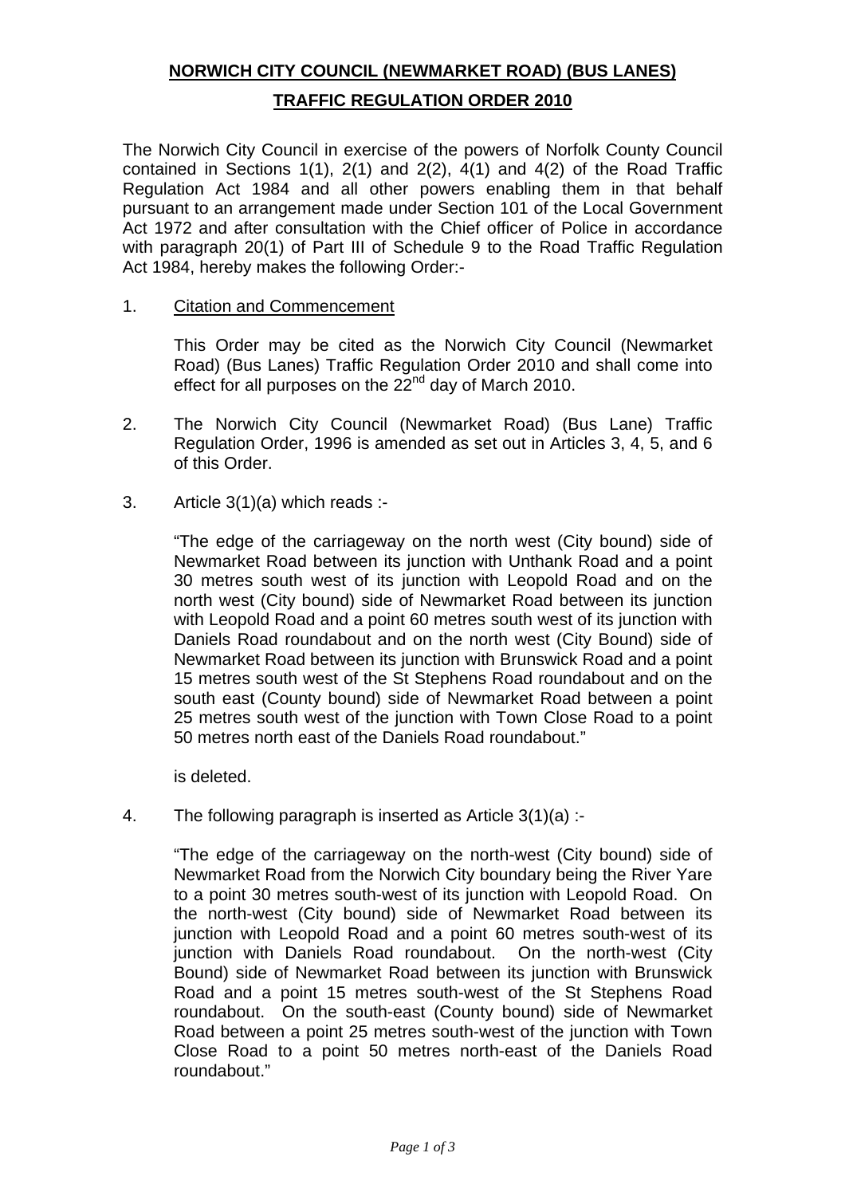**NORWICH CITY COUNCIL (NEWMARKET ROAD) (BUS LANES)**

**TRAFFIC REGULATION ORDER 2010**

The Norwich City Council in exercise of the powers of Norfolk County Council contained in Sections 1(1), 2(1) and 2(2), 4(1) and 4(2) of the Road Traffic Regulation Act 1984 and all other powers enabling them in that behalf pursuant to an arrangement made under Section 101 of the Local Government Act 1972 and after consultation with the Chief officer of Police in accordance with paragraph 20(1) of Part III of Schedule 9 to the Road Traffic Regulation Act 1984, hereby makes the following Order:-

1. Citation and Commencement

   This Order may be cited as the Norwich City Council (Newmarket Road) (Bus Lanes) Traffic Regulation Order 2010 and shall come into effect for all purposes on the 22nd day of March 2010.

2. The Norwich City Council (Newmarket Road) (Bus Lane) Traffic Regulation Order, 1996 is amended as set out in Articles 3, 4, 5, and 6 of this Order.

3. Article 3(1)(a) which reads :-

   "The edge of the carriageway on the north west (City bound) side of Newmarket Road between its junction with Unthank Road and a point 30 metres south west of its junction with Leopold Road and on the north west (City bound) side of Newmarket Road between its junction with Leopold Road and a point 60 metres south west of its junction with Daniels Road roundabout and on the north west (City Bound) side of Newmarket Road between its junction with Brunswick Road and a point 15 metres south west of the St Stephens Road roundabout and on the south east (County bound) side of Newmarket Road between a point 25 metres south west of the junction with Town Close Road to a point 50 metres north east of the Daniels Road roundabout."

   is deleted.

4. The following paragraph is inserted as Article 3(1)(a) :-

   "The edge of the carriageway on the north-west (City bound) side of Newmarket Road from the Norwich City boundary being the River Yare to a point 30 metres south-west of its junction with Leopold Road. On the north-west (City bound) side of Newmarket Road between its junction with Leopold Road and a point 60 metres south-west of its junction with Daniels Road roundabout. On the north-west (City Bound) side of Newmarket Road between its junction with Brunswick Road and a point 15 metres south-west of the St Stephens Road roundabout. On the south-east (County bound) side of Newmarket Road between a point 25 metres south-west of the junction with Town Close Road to a point 50 metres north-east of the Daniels Road roundabout."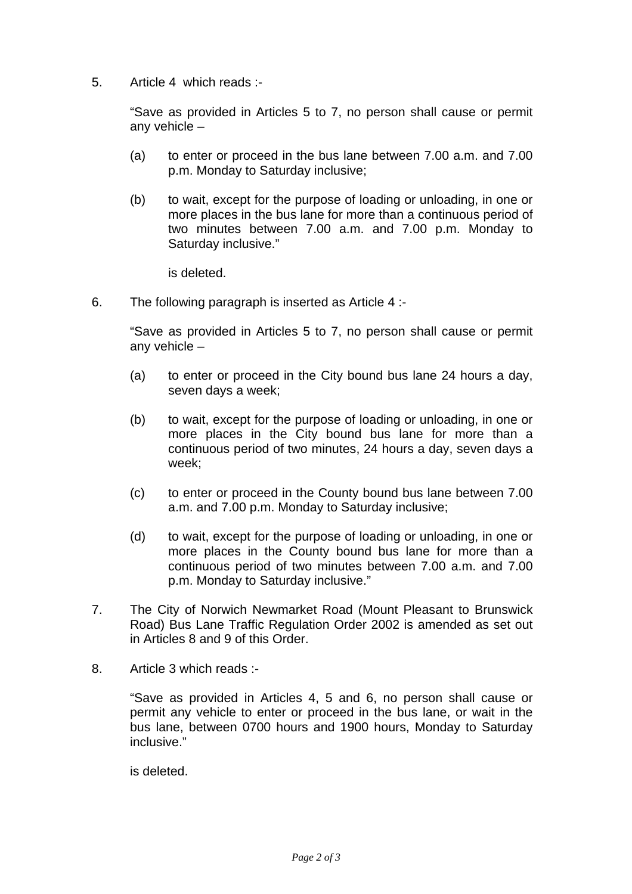5. Article 4 which reads :-

   "Save as provided in Articles 5 to 7, no person shall cause or permit any vehicle –

   (a) to enter or proceed in the bus lane between 7.00 a.m. and 7.00 p.m. Monday to Saturday inclusive;

   (b) to wait, except for the purpose of loading or unloading, in one or more places in the bus lane for more than a continuous period of two minutes between 7.00 a.m. and 7.00 p.m. Monday to Saturday inclusive."

   is deleted.

6. The following paragraph is inserted as Article 4 :-

   "Save as provided in Articles 5 to 7, no person shall cause or permit any vehicle –

   (a) to enter or proceed in the City bound bus lane 24 hours a day, seven days a week;

   (b) to wait, except for the purpose of loading or unloading, in one or more places in the City bound bus lane for more than a continuous period of two minutes, 24 hours a day, seven days a week;

   (c) to enter or proceed in the County bound bus lane between 7.00 a.m. and 7.00 p.m. Monday to Saturday inclusive;

   (d) to wait, except for the purpose of loading or unloading, in one or more places in the County bound bus lane for more than a continuous period of two minutes between 7.00 a.m. and 7.00 p.m. Monday to Saturday inclusive."

7. The City of Norwich Newmarket Road (Mount Pleasant to Brunswick Road) Bus Lane Traffic Regulation Order 2002 is amended as set out in Articles 8 and 9 of this Order.

8. Article 3 which reads :-

   "Save as provided in Articles 4, 5 and 6, no person shall cause or permit any vehicle to enter or proceed in the bus lane, or wait in the bus lane, between 0700 hours and 1900 hours, Monday to Saturday inclusive."

   is deleted.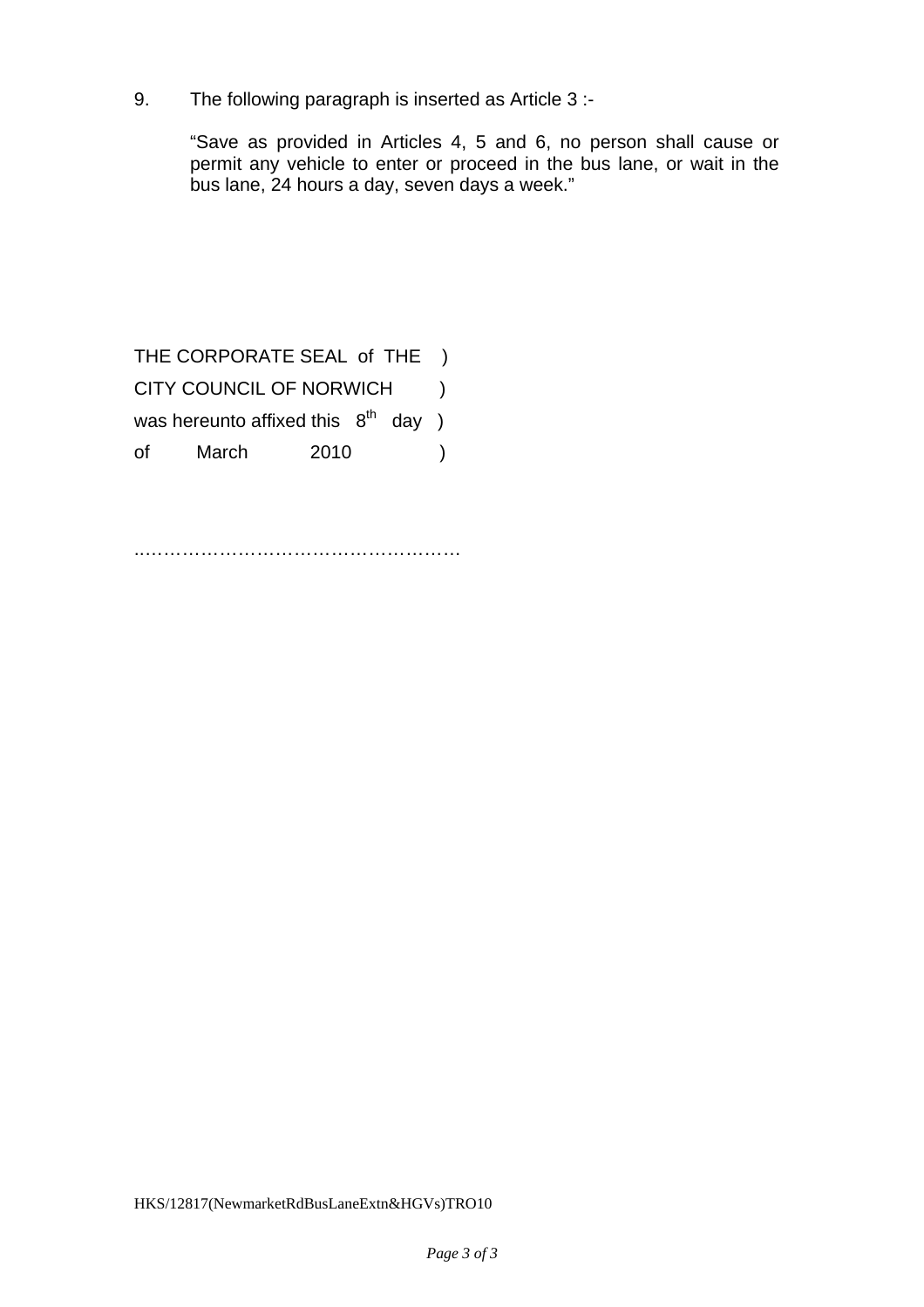9. The following paragraph is inserted as Article 3 :-

   "Save as provided in Articles 4, 5 and 6, no person shall cause or permit any vehicle to enter or proceed in the bus lane, or wait in the bus lane, 24 hours a day, seven days a week."

THE CORPORATE SEAL of THE )
CITY COUNCIL OF NORWICH )
was hereunto affixed this 8th day )
of March 2010 )

……………………………………………

HKS/12817(NewmarketRdBusLaneExtn&HGVs)TRO10